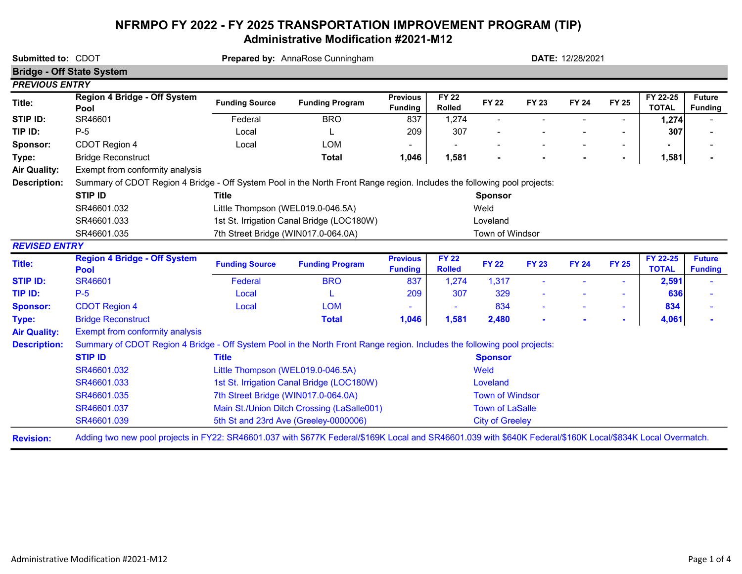# NFRMPO FY 2022 - FY 2025 TRANSPORTATION IMPROVEMENT PROGRAM (TIP)

## Administrative Modification #2021-M12

**Submitted to:** CDOT **Prepared by:** AnnaRose Cunningham **DATE:** 12/28/2021

### Bridge - Off State System

#### *PREVIOUS ENTRY*

| | | Funding Source | Funding Program | Previous Funding | FY 22 Rolled | FY 22 | FY 23 | FY 24 | FY 25 | FY 22-25 TOTAL | Future Funding |
|---|---|---|---|---|---|---|---|---|---|---|---|
| **Title:** | **Region 4 Bridge - Off System Pool** | | | | | | | | | | |
| **STIP ID:** | SR46601 | Federal | BRO | 837 | 1,274 | - | - | - | - | **1,274** | - |
| **TIP ID:** | P-5 | Local | L | 209 | 307 | - | - | - | - | **307** | - |
| **Sponsor:** | CDOT Region 4 | Local | LOM | - | - | - | - | - | - | **-** | - |
| **Type:** | Bridge Reconstruct | | **Total** | **1,046** | **1,581** | **-** | **-** | **-** | **-** | **1,581** | **-** |

**Air Quality:** Exempt from conformity analysis

**Description:** Summary of CDOT Region 4 Bridge - Off System Pool in the North Front Range region. Includes the following pool projects:

| STIP ID | Title | Sponsor |
|---|---|---|
| SR46601.032 | Little Thompson (WEL019.0-046.5A) | Weld |
| SR46601.033 | 1st St. Irrigation Canal Bridge (LOC180W) | Loveland |
| SR46601.035 | 7th Street Bridge (WIN017.0-064.0A) | Town of Windsor |

#### *REVISED ENTRY*

| | | Funding Source | Funding Program | Previous Funding | FY 22 Rolled | FY 22 | FY 23 | FY 24 | FY 25 | FY 22-25 TOTAL | Future Funding |
|---|---|---|---|---|---|---|---|---|---|---|---|
| **Title:** | **Region 4 Bridge - Off System Pool** | | | | | | | | | | |
| **STIP ID:** | SR46601 | Federal | BRO | 837 | 1,274 | 1,317 | - | - | - | **2,591** | - |
| **TIP ID:** | P-5 | Local | L | 209 | 307 | 329 | - | - | - | **636** | - |
| **Sponsor:** | CDOT Region 4 | Local | LOM | - | - | 834 | - | - | - | **834** | - |
| **Type:** | Bridge Reconstruct | | **Total** | **1,046** | **1,581** | **2,480** | **-** | **-** | **-** | **4,061** | **-** |

**Air Quality:** Exempt from conformity analysis

**Description:** Summary of CDOT Region 4 Bridge - Off System Pool in the North Front Range region. Includes the following pool projects:

| STIP ID | Title | Sponsor |
|---|---|---|
| SR46601.032 | Little Thompson (WEL019.0-046.5A) | Weld |
| SR46601.033 | 1st St. Irrigation Canal Bridge (LOC180W) | Loveland |
| SR46601.035 | 7th Street Bridge (WIN017.0-064.0A) | Town of Windsor |
| SR46601.037 | Main St./Union Ditch Crossing (LaSalle001) | Town of LaSalle |
| SR46601.039 | 5th St and 23rd Ave (Greeley-0000006) | City of Greeley |

**Revision:** Adding two new pool projects in FY22: SR46601.037 with $677K Federal/$169K Local and SR46601.039 with $640K Federal/$160K Local/$834K Local Overmatch.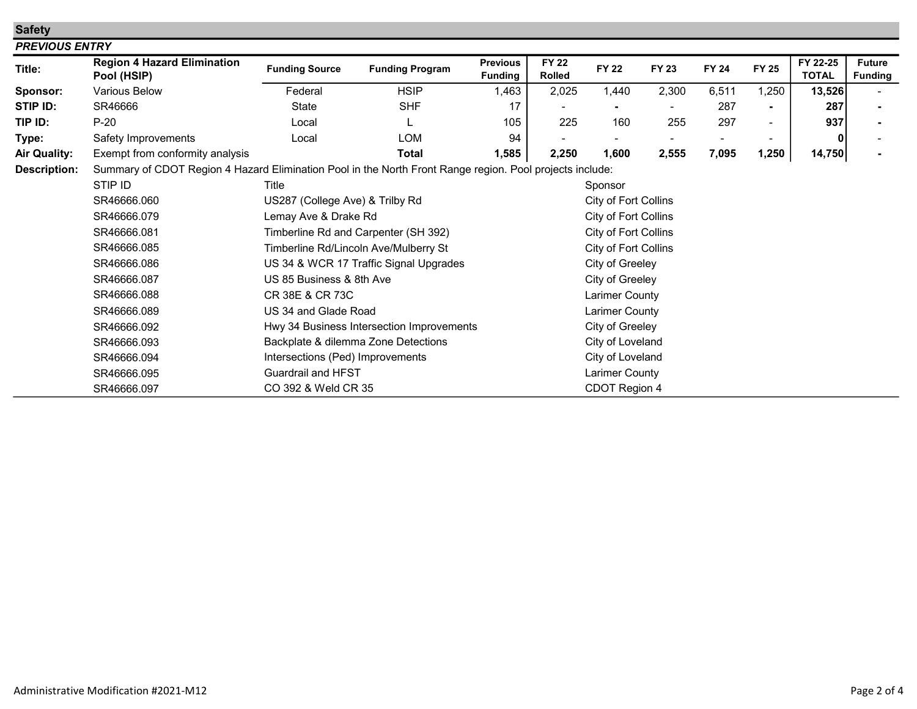## Safety

***PREVIOUS ENTRY***

| Title: | Region 4 Hazard Elimination Pool (HSIP) | Funding Source | Funding Program | Previous Funding | FY 22 Rolled | FY 22 | FY 23 | FY 24 | FY 25 | FY 22-25 TOTAL | Future Funding |
|---|---|---|---|---|---|---|---|---|---|---|---|
| **Sponsor:** | Various Below | Federal | HSIP | 1,463 | 2,025 | 1,440 | 2,300 | 6,511 | 1,250 | **13,526** | - |
| **STIP ID:** | SR46666 | State | SHF | 17 | - | - | - | 287 | - | **287** | - |
| **TIP ID:** | P-20 | Local | L | 105 | 225 | 160 | 255 | 297 | - | **937** | - |
| **Type:** | Safety Improvements | Local | LOM | 94 | - | - | - | - | - | **0** | - |
| **Air Quality:** | Exempt from conformity analysis | | **Total** | **1,585** | **2,250** | **1,600** | **2,555** | **7,095** | **1,250** | **14,750** | - |

**Description:** Summary of CDOT Region 4 Hazard Elimination Pool in the North Front Range region. Pool projects include:

| STIP ID | Title | Sponsor |
|---|---|---|
| SR46666.060 | US287 (College Ave) & Trilby Rd | City of Fort Collins |
| SR46666.079 | Lemay Ave & Drake Rd | City of Fort Collins |
| SR46666.081 | Timberline Rd and Carpenter (SH 392) | City of Fort Collins |
| SR46666.085 | Timberline Rd/Lincoln Ave/Mulberry St | City of Fort Collins |
| SR46666.086 | US 34 & WCR 17 Traffic Signal Upgrades | City of Greeley |
| SR46666.087 | US 85 Business & 8th Ave | City of Greeley |
| SR46666.088 | CR 38E & CR 73C | Larimer County |
| SR46666.089 | US 34 and Glade Road | Larimer County |
| SR46666.092 | Hwy 34 Business Intersection Improvements | City of Greeley |
| SR46666.093 | Backplate & dilemma Zone Detections | City of Loveland |
| SR46666.094 | Intersections (Ped) Improvements | City of Loveland |
| SR46666.095 | Guardrail and HFST | Larimer County |
| SR46666.097 | CO 392 & Weld CR 35 | CDOT Region 4 |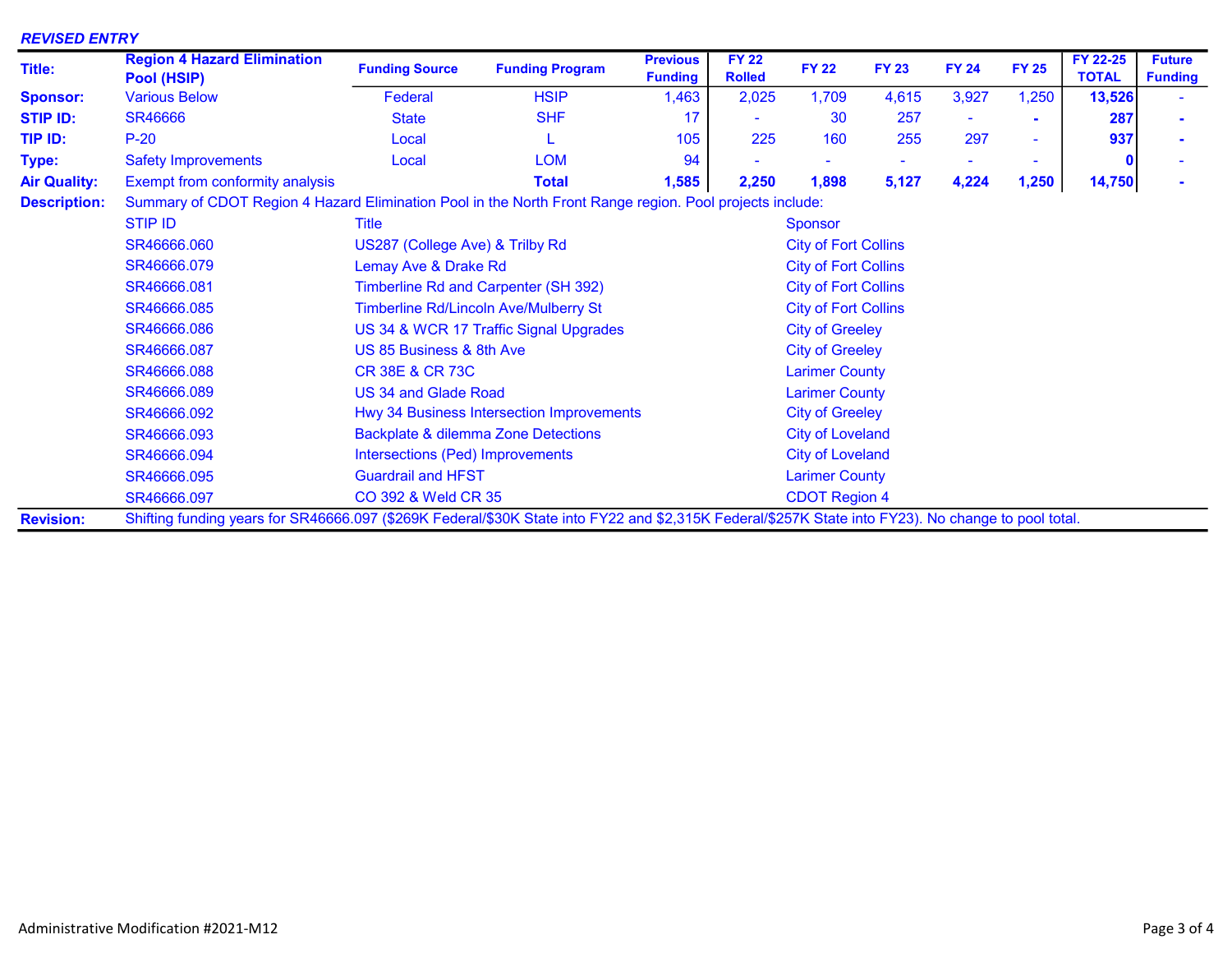***REVISED ENTRY***

| | | Funding Source | Funding Program | Previous Funding | FY 22 Rolled | FY 22 | FY 23 | FY 24 | FY 25 | FY 22-25 TOTAL | Future Funding |
|---|---|---|---|---|---|---|---|---|---|---|---|
| **Title:** | **Region 4 Hazard Elimination Pool (HSIP)** | | | | | | | | | | |
| **Sponsor:** | Various Below | Federal | HSIP | 1,463 | 2,025 | 1,709 | 4,615 | 3,927 | 1,250 | **13,526** | - |
| **STIP ID:** | SR46666 | State | SHF | 17 | - | 30 | 257 | - | - | **287** | - |
| **TIP ID:** | P-20 | Local | L | 105 | 225 | 160 | 255 | 297 | - | **937** | - |
| **Type:** | Safety Improvements | Local | LOM | 94 | - | - | - | - | - | **0** | - |
| **Air Quality:** | Exempt from conformity analysis | | **Total** | **1,585** | **2,250** | **1,898** | **5,127** | **4,224** | **1,250** | **14,750** | **-** |

**Description:** Summary of CDOT Region 4 Hazard Elimination Pool in the North Front Range region. Pool projects include:

| STIP ID | Title | Sponsor |
|---|---|---|
| SR46666.060 | US287 (College Ave) & Trilby Rd | City of Fort Collins |
| SR46666.079 | Lemay Ave & Drake Rd | City of Fort Collins |
| SR46666.081 | Timberline Rd and Carpenter (SH 392) | City of Fort Collins |
| SR46666.085 | Timberline Rd/Lincoln Ave/Mulberry St | City of Fort Collins |
| SR46666.086 | US 34 & WCR 17 Traffic Signal Upgrades | City of Greeley |
| SR46666.087 | US 85 Business & 8th Ave | City of Greeley |
| SR46666.088 | CR 38E & CR 73C | Larimer County |
| SR46666.089 | US 34 and Glade Road | Larimer County |
| SR46666.092 | Hwy 34 Business Intersection Improvements | City of Greeley |
| SR46666.093 | Backplate & dilemma Zone Detections | City of Loveland |
| SR46666.094 | Intersections (Ped) Improvements | City of Loveland |
| SR46666.095 | Guardrail and HFST | Larimer County |
| SR46666.097 | CO 392 & Weld CR 35 | CDOT Region 4 |

**Revision:** Shifting funding years for SR46666.097 ($269K Federal/$30K State into FY22 and $2,315K Federal/$257K State into FY23). No change to pool total.

Administrative Modification #2021-M12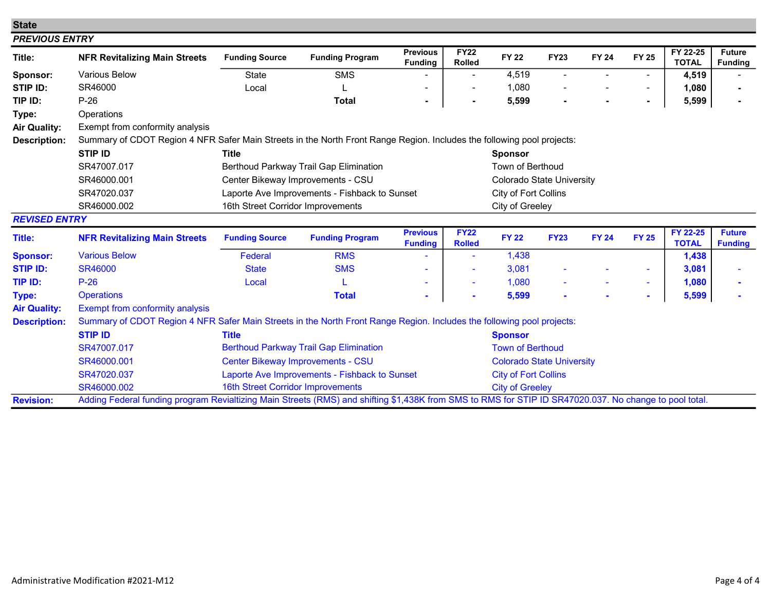## State

### *PREVIOUS ENTRY*

| **Title:** | **NFR Revitalizing Main Streets** | **Funding Source** | **Funding Program** | **Previous Funding** | **FY22 Rolled** | **FY 22** | **FY23** | **FY 24** | **FY 25** | **FY 22-25 TOTAL** | **Future Funding** |
|---|---|---|---|---|---|---|---|---|---|---|---|
| **Sponsor:** | Various Below | State | SMS | - | - | 4,519 | - | - | - | **4,519** | - |
| **STIP ID:** | SR46000 | Local | L | - | - | 1,080 | - | - | - | **1,080** | **-** |
| **TIP ID:** | P-26 | | **Total** | **-** | **-** | **5,599** | **-** | **-** | **-** | **5,599** | **-** |

**Type:** Operations

**Air Quality:** Exempt from conformity analysis

**Description:** Summary of CDOT Region 4 NFR Safer Main Streets in the North Front Range Region. Includes the following pool projects:

| **STIP ID** | **Title** | **Sponsor** |
|---|---|---|
| SR47007.017 | Berthoud Parkway Trail Gap Elimination | Town of Berthoud |
| SR46000.001 | Center Bikeway Improvements - CSU | Colorado State University |
| SR47020.037 | Laporte Ave Improvements - Fishback to Sunset | City of Fort Collins |
| SR46000.002 | 16th Street Corridor Improvements | City of Greeley |

### *REVISED ENTRY*

| **Title:** | **NFR Revitalizing Main Streets** | **Funding Source** | **Funding Program** | **Previous Funding** | **FY22 Rolled** | **FY 22** | **FY23** | **FY 24** | **FY 25** | **FY 22-25 TOTAL** | **Future Funding** |
|---|---|---|---|---|---|---|---|---|---|---|---|
| **Sponsor:** | Various Below | Federal | RMS | - | - | 1,438 | | | | **1,438** | |
| **STIP ID:** | SR46000 | State | SMS | - | - | 3,081 | - | - | - | **3,081** | - |
| **TIP ID:** | P-26 | Local | L | - | - | 1,080 | - | - | - | **1,080** | **-** |
| **Type:** | Operations | | **Total** | **-** | **-** | **5,599** | **-** | **-** | **-** | **5,599** | **-** |

**Air Quality:** Exempt from conformity analysis

**Description:** Summary of CDOT Region 4 NFR Safer Main Streets in the North Front Range Region. Includes the following pool projects:

| **STIP ID** | **Title** | **Sponsor** |
|---|---|---|
| SR47007.017 | Berthoud Parkway Trail Gap Elimination | Town of Berthoud |
| SR46000.001 | Center Bikeway Improvements - CSU | Colorado State University |
| SR47020.037 | Laporte Ave Improvements - Fishback to Sunset | City of Fort Collins |
| SR46000.002 | 16th Street Corridor Improvements | City of Greeley |

**Revision:** Adding Federal funding program Revialtizing Main Streets (RMS) and shifting $1,438K from SMS to RMS for STIP ID SR47020.037. No change to pool total.

Administrative Modification #2021-M12